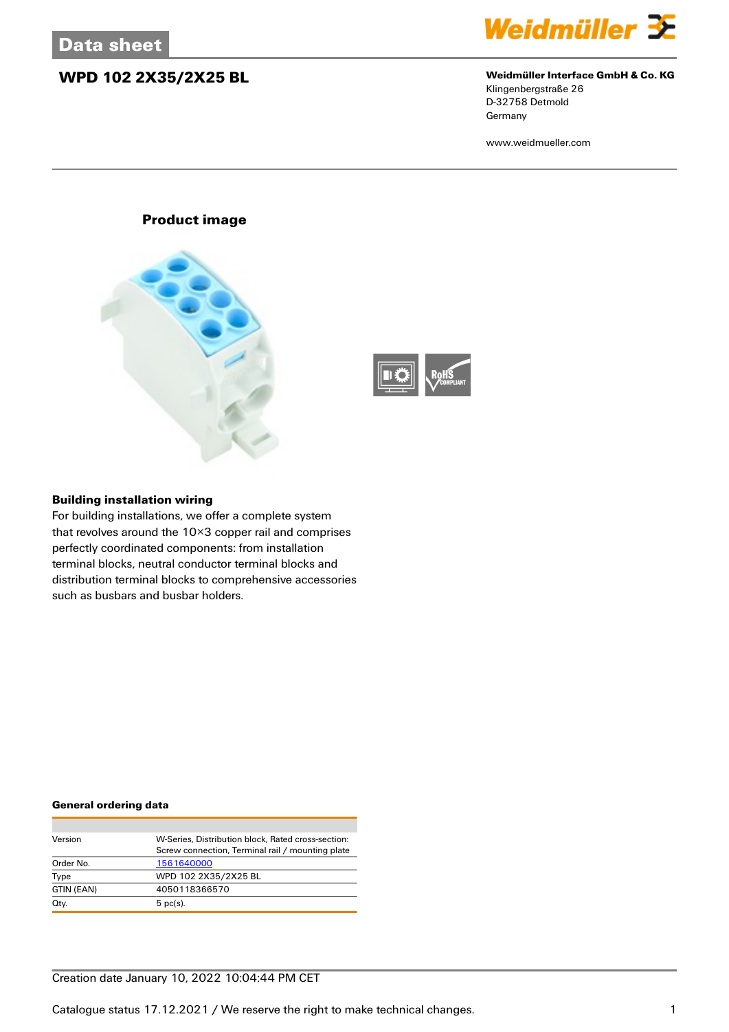# WPD 102 2X35/2X25 BL

**Weidmüller Interface GmbH & Co. KG**
Klingenbergstraße 26
D-32758 Detmold
Germany

www.weidmueller.com

## Product image

### Building installation wiring

For building installations, we offer a complete system that revolves around the 10×3 copper rail and comprises perfectly coordinated components: from installation terminal blocks, neutral conductor terminal blocks and distribution terminal blocks to comprehensive accessories such as busbars and busbar holders.

### General ordering data

| | |
|---|---|
| Version | W-Series, Distribution block, Rated cross-section: Screw connection, Terminal rail / mounting plate |
| Order No. | 1561640000 |
| Type | WPD 102 2X35/2X25 BL |
| GTIN (EAN) | 4050118366570 |
| Qty. | 5 pc(s). |

Creation date January 10, 2022 10:04:44 PM CET

Catalogue status 17.12.2021 / We reserve the right to make technical changes.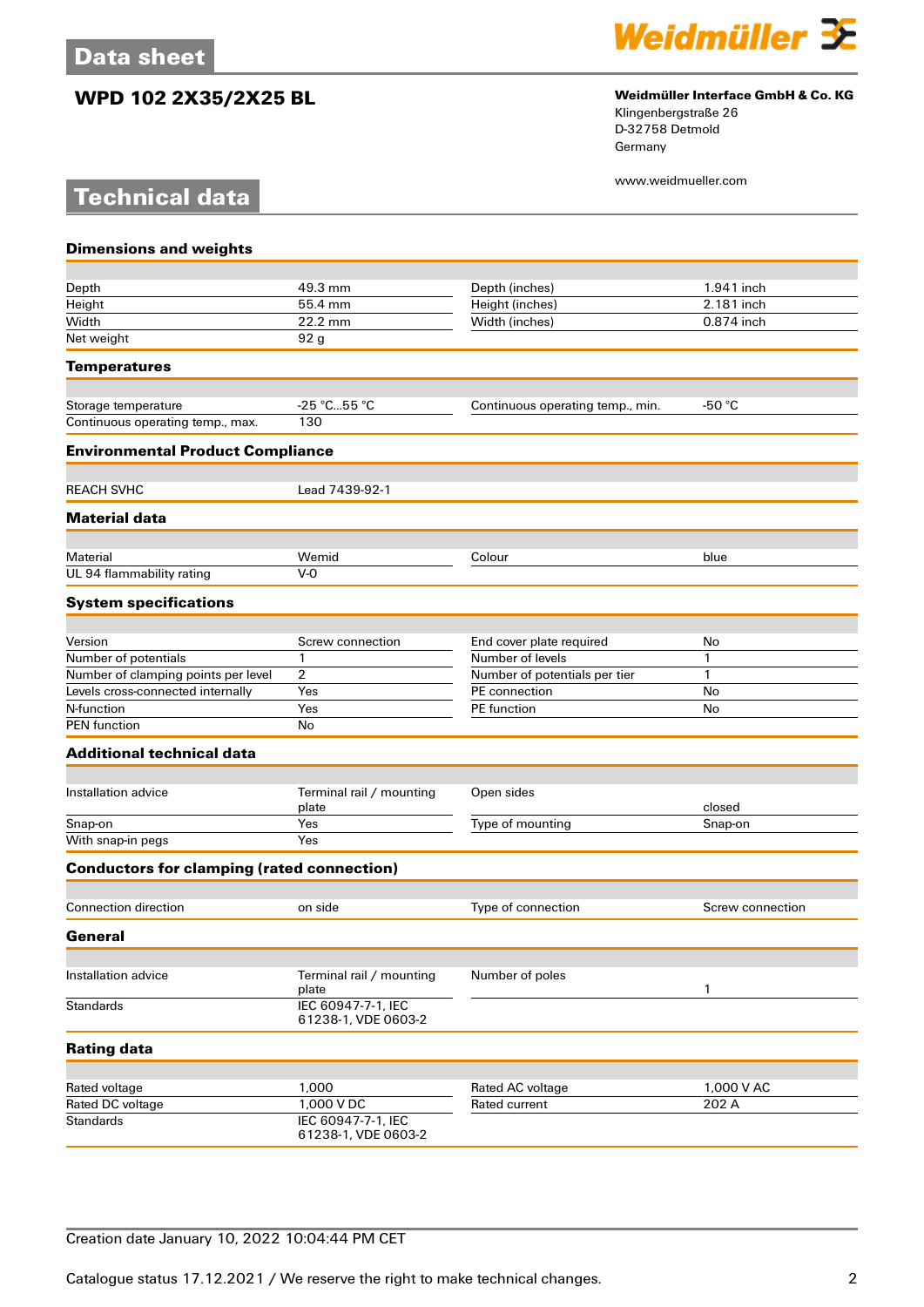# Data sheet

## WPD 102 2X35/2X25 BL

**Weidmüller Interface GmbH & Co. KG**
Klingenbergstraße 26
D-32758 Detmold
Germany

www.weidmueller.com

# Technical data

### Dimensions and weights

| | | | |
|---|---|---|---|
| Depth | 49.3 mm | Depth (inches) | 1.941 inch |
| Height | 55.4 mm | Height (inches) | 2.181 inch |
| Width | 22.2 mm | Width (inches) | 0.874 inch |
| Net weight | 92 g | | |

### Temperatures

| | | | |
|---|---|---|---|
| Storage temperature | -25 °C...55 °C | Continuous operating temp., min. | -50 °C |
| Continuous operating temp., max. | 130 | | |

### Environmental Product Compliance

| | |
|---|---|
| REACH SVHC | Lead 7439-92-1 |

### Material data

| | | | |
|---|---|---|---|
| Material | Wemid | Colour | blue |
| UL 94 flammability rating | V-0 | | |

### System specifications

| | | | |
|---|---|---|---|
| Version | Screw connection | End cover plate required | No |
| Number of potentials | 1 | Number of levels | 1 |
| Number of clamping points per level | 2 | Number of potentials per tier | 1 |
| Levels cross-connected internally | Yes | PE connection | No |
| N-function | Yes | PE function | No |
| PEN function | No | | |

### Additional technical data

| | | | |
|---|---|---|---|
| Installation advice | Terminal rail / mounting plate | Open sides | closed |
| Snap-on | Yes | Type of mounting | Snap-on |
| With snap-in pegs | Yes | | |

### Conductors for clamping (rated connection)

| | | | |
|---|---|---|---|
| Connection direction | on side | Type of connection | Screw connection |

### General

| | | | |
|---|---|---|---|
| Installation advice | Terminal rail / mounting plate | Number of poles | 1 |
| Standards | IEC 60947-7-1, IEC 61238-1, VDE 0603-2 | | |

### Rating data

| | | | |
|---|---|---|---|
| Rated voltage | 1,000 | Rated AC voltage | 1,000 V AC |
| Rated DC voltage | 1,000 V DC | Rated current | 202 A |
| Standards | IEC 60947-7-1, IEC 61238-1, VDE 0603-2 | | |

Creation date January 10, 2022 10:04:44 PM CET

Catalogue status 17.12.2021 / We reserve the right to make technical changes.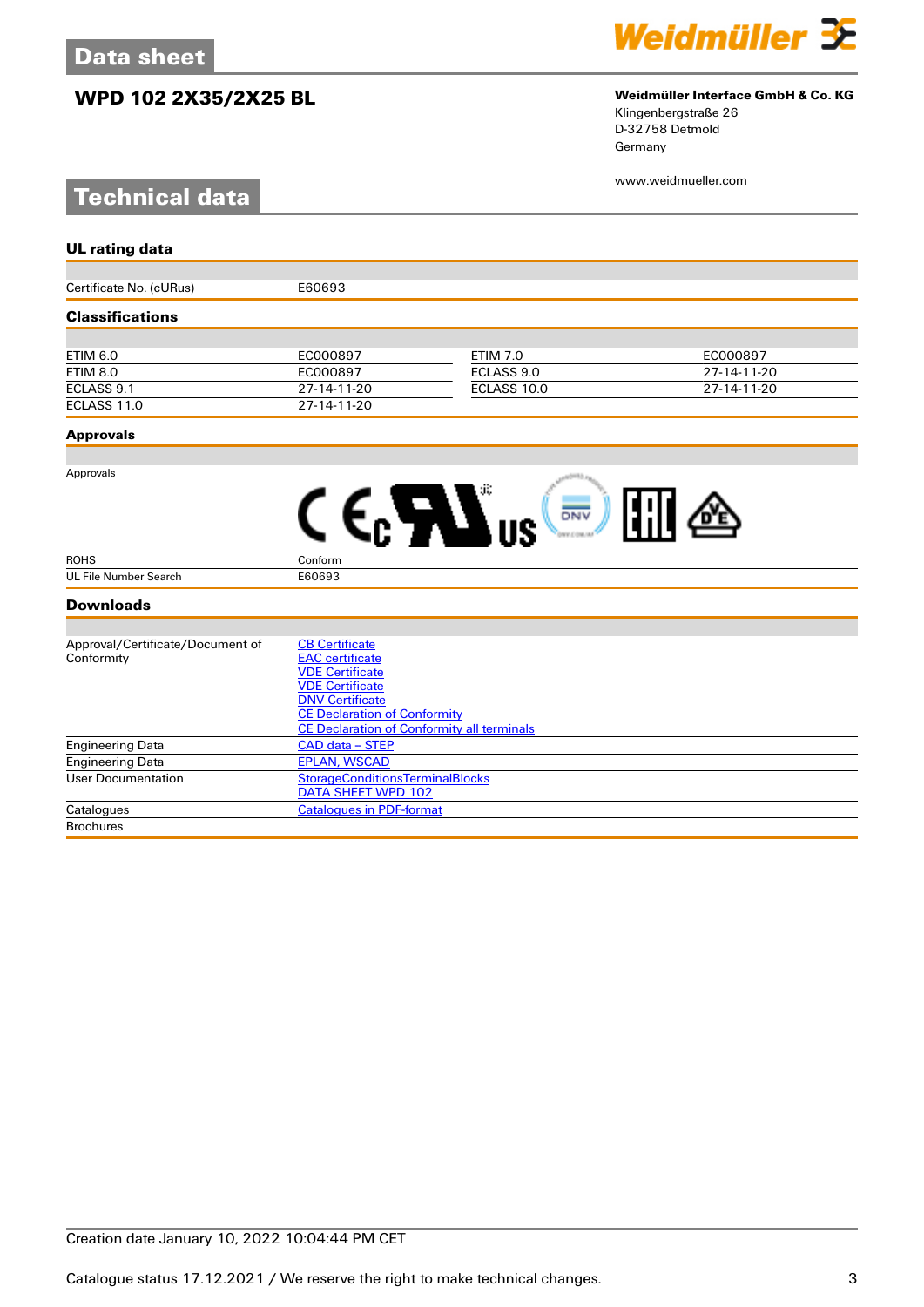# Data sheet

## WPD 102 2X35/2X25 BL

**Weidmüller Interface GmbH & Co. KG**
Klingenbergstraße 26
D-32758 Detmold
Germany

www.weidmueller.com

# Technical data

### UL rating data

| | |
|---|---|
| Certificate No. (cURus) | E60693 |

### Classifications

| | | | |
|---|---|---|---|
| ETIM 6.0 | EC000897 | ETIM 7.0 | EC000897 |
| ETIM 8.0 | EC000897 | ECLASS 9.0 | 27-14-11-20 |
| ECLASS 9.1 | 27-14-11-20 | ECLASS 10.0 | 27-14-11-20 |
| ECLASS 11.0 | 27-14-11-20 | | |

### Approvals

| | |
|---|---|
| Approvals | |
| ROHS | Conform |
| UL File Number Search | E60693 |

### Downloads

| | |
|---|---|
| Approval/Certificate/Document of Conformity | CB Certificate<br>EAC certificate<br>VDE Certificate<br>VDE Certificate<br>DNV Certificate<br>CE Declaration of Conformity<br>CE Declaration of Conformity all terminals |
| Engineering Data | CAD data – STEP |
| Engineering Data | EPLAN, WSCAD |
| User Documentation | StorageConditionsTerminalBlocks<br>DATA SHEET WPD 102 |
| Catalogues | Catalogues in PDF-format |
| Brochures | |

Creation date January 10, 2022 10:04:44 PM CET

Catalogue status 17.12.2021 / We reserve the right to make technical changes.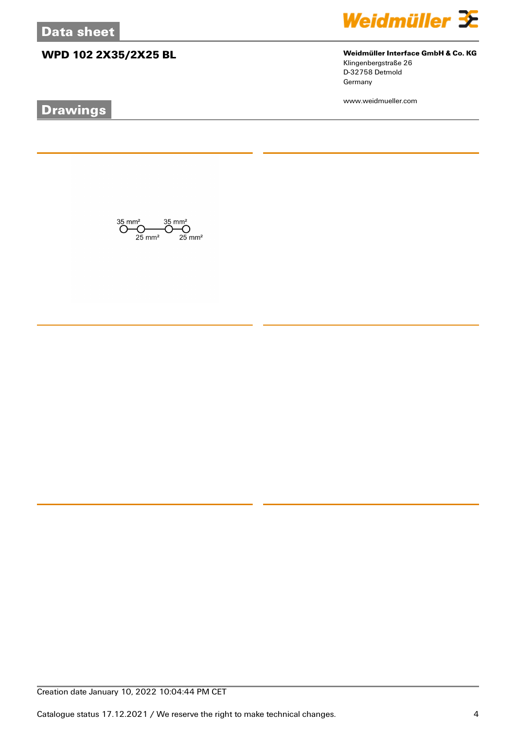## WPD 102 2X35/2X25 BL

**Weidmüller Interface GmbH & Co. KG**
Klingenbergstraße 26
D-32758 Detmold
Germany

www.weidmueller.com

## Drawings

35 mm² 35 mm²
25 mm² 25 mm²

Creation date January 10, 2022 10:04:44 PM CET

Catalogue status 17.12.2021 / We reserve the right to make technical changes.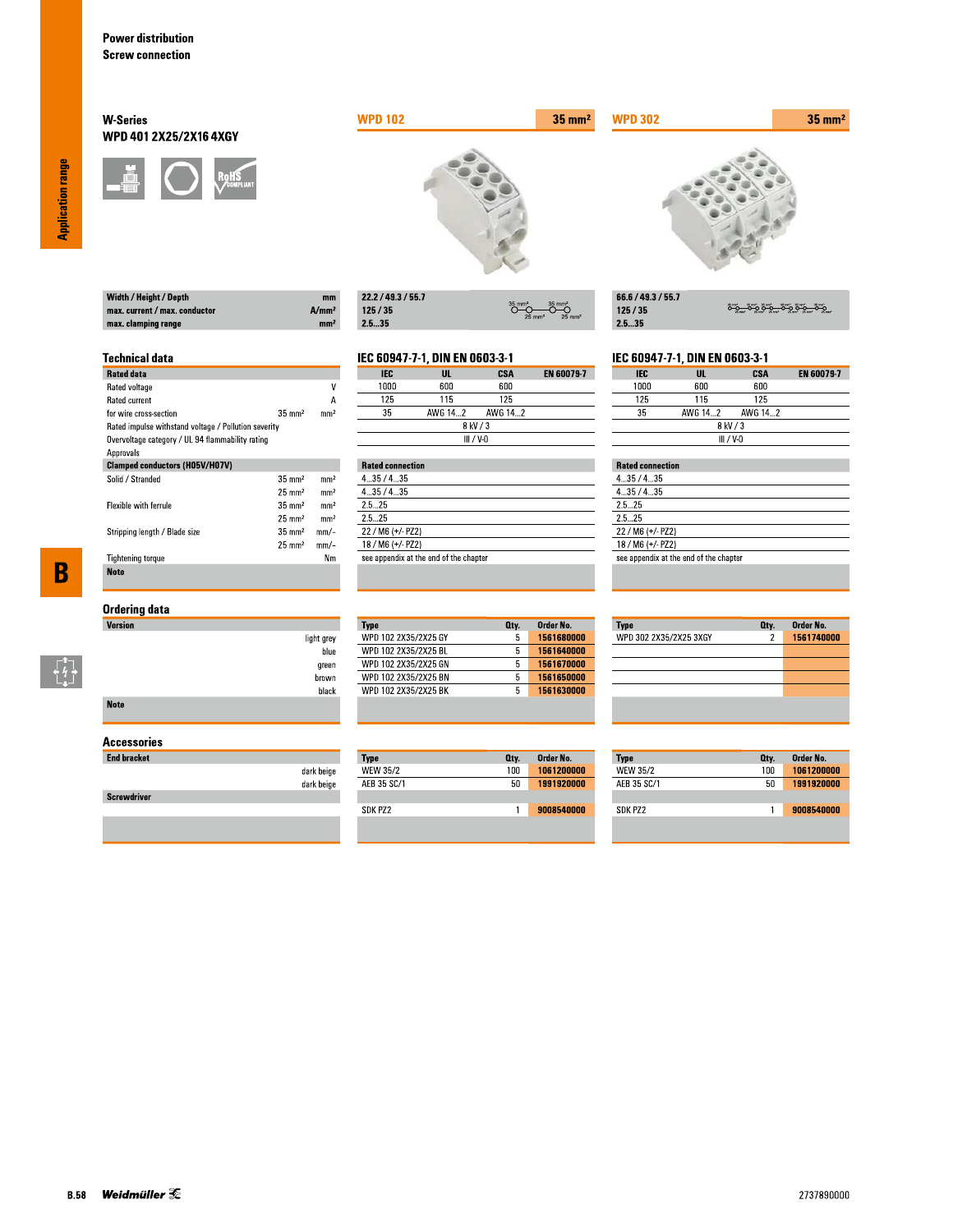# Power distribution
## Screw connection

**W-Series**
**WPD 401 2X25/2X16 4XGY**

| | | WPD 102 — 35 mm² | WPD 302 — 35 mm² |
|---|---|---|---|
| Width / Height / Depth | mm | 22.2 / 49.3 / 55.7 | 66.6 / 49.3 / 55.7 |
| max. current / max. conductor | A/mm² | 125 / 35 | 125 / 35 |
| max. clamping range | mm² | 2.5...35 | 2.5...35 |

## Technical data

IEC 60947-7-1, DIN EN 0603-3-1

| Rated data | | | WPD 102 IEC | WPD 102 UL | WPD 102 CSA | WPD 102 EN 60079-7 | WPD 302 IEC | WPD 302 UL | WPD 302 CSA | WPD 302 EN 60079-7 |
|---|---|---|---|---|---|---|---|---|---|---|
| Rated voltage | | V | 1000 | 600 | 600 | | 1000 | 600 | 600 | |
| Rated current | | A | 125 | 115 | 125 | | 125 | 115 | 125 | |
| for wire cross-section | 35 mm² | mm² | 35 | AWG 14...2 | AWG 14...2 | | 35 | AWG 14...2 | AWG 14...2 | |
| Rated impulse withstand voltage / Pollution severity | | | 8 kV / 3 | | | | 8 kV / 3 | | | |
| Overvoltage category / UL 94 flammability rating | | | III / V-0 | | | | III / V-0 | | | |
| Approvals | | | | | | | | | | |

| Clamped conductors (H05V/H07V) | | | WPD 102 Rated connection | WPD 302 Rated connection |
|---|---|---|---|---|
| Solid / Stranded | 35 mm² | mm² | 4...35 / 4...35 | 4...35 / 4...35 |
| | 25 mm² | mm² | 4...35 / 4...35 | 4...35 / 4...35 |
| Flexible with ferrule | 35 mm² | mm² | 2.5...25 | 2.5...25 |
| | 25 mm² | mm² | 2.5...25 | 2.5...25 |
| Stripping length / Blade size | 35 mm² | mm/– | 22 / M6 (+/- PZ2) | 22 / M6 (+/- PZ2) |
| | 25 mm² | mm/– | 18 / M6 (+/- PZ2) | 18 / M6 (+/- PZ2) |
| Tightening torque | | Nm | see appendix at the end of the chapter | see appendix at the end of the chapter |
| Note | | | | |

## Ordering data

| Version | WPD 102 Type | Qty. | Order No. | WPD 302 Type | Qty. | Order No. |
|---|---|---|---|---|---|---|
| light grey | WPD 102 2X35/2X25 GY | 5 | 1561680000 | WPD 302 2X35/2X25 3XGY | 2 | 1561740000 |
| blue | WPD 102 2X35/2X25 BL | 5 | 1561640000 | | | |
| green | WPD 102 2X35/2X25 GN | 5 | 1561670000 | | | |
| brown | WPD 102 2X35/2X25 BN | 5 | 1561650000 | | | |
| black | WPD 102 2X35/2X25 BK | 5 | 1561630000 | | | |
| Note | | | | | | |

## Accessories

| | | WPD 102 Type | Qty. | Order No. | WPD 302 Type | Qty. | Order No. |
|---|---|---|---|---|---|---|---|
| End bracket | dark beige | WEW 35/2 | 100 | 1061200000 | WEW 35/2 | 100 | 1061200000 |
| | dark beige | AEB 35 SC/1 | 50 | 1991920000 | AEB 35 SC/1 | 50 | 1991920000 |
| Screwdriver | | SDK PZ2 | 1 | 9008540000 | SDK PZ2 | 1 | 9008540000 |

2737890000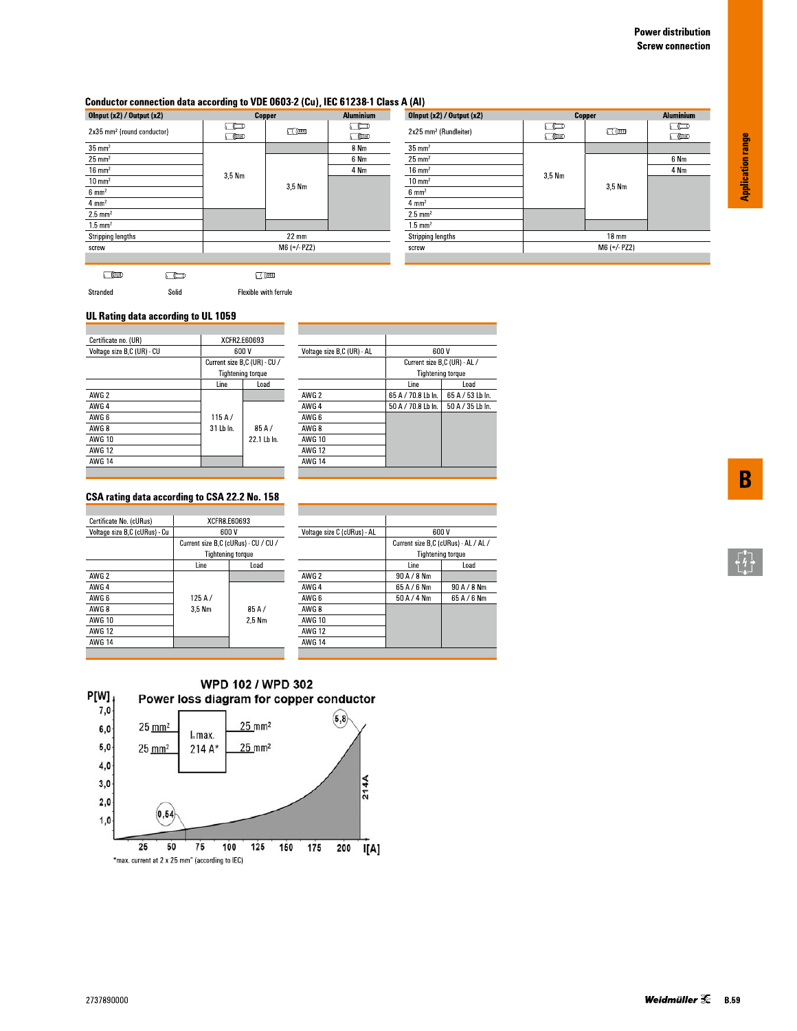## Conductor connection data according to VDE 0603-2 (Cu), IEC 61238-1 Class A (Al)

| OInput (x2) / Output (x2) | Copper | | Aluminium |
|---|---|---|---|
| 2x35 mm² (round conductor) | Solid / Stranded | Flexible with ferrule | Solid / Stranded |
| 35 mm² | 3,5 Nm | | 8 Nm |
| 25 mm² | 3,5 Nm | 3,5 Nm | 6 Nm |
| 16 mm² | 3,5 Nm | 3,5 Nm | 4 Nm |
| 10 mm² | 3,5 Nm | 3,5 Nm | |
| 6 mm² | 3,5 Nm | 3,5 Nm | |
| 4 mm² | 3,5 Nm | 3,5 Nm | |
| 2.5 mm² | | 3,5 Nm | |
| 1.5 mm² | | | |
| Stripping lengths | 22 mm | | |
| screw | M6 (+/- PZ2) | | |

| OInput (x2) / Output (x2) | Copper | | Aluminium |
|---|---|---|---|
| 2x25 mm² (Rundleiter) | Solid / Stranded | Flexible with ferrule | Solid / Stranded |
| 35 mm² | 3,5 Nm | | |
| 25 mm² | 3,5 Nm | 3,5 Nm | 6 Nm |
| 16 mm² | 3,5 Nm | 3,5 Nm | 4 Nm |
| 10 mm² | 3,5 Nm | 3,5 Nm | |
| 6 mm² | 3,5 Nm | 3,5 Nm | |
| 4 mm² | 3,5 Nm | 3,5 Nm | |
| 2.5 mm² | | 3,5 Nm | |
| 1.5 mm² | | | |
| Stripping lengths | 18 mm | | |
| screw | M6 (+/- PZ2) | | |

Stranded Solid Flexible with ferrule

## UL Rating data according to UL 1059

| | | |
|---|---|---|
| Certificate no. (UR) | XCFR2.E60693 | |
| Voltage size B,C (UR) - CU | 600 V | |
| | Current size B,C (UR) - CU / Tightening torque | |
| | Line | Load |
| AWG 2 | 115 A / 31 Lb In. | |
| AWG 4 | 115 A / 31 Lb In. | 85 A / 22.1 Lb In. |
| AWG 6 | 115 A / 31 Lb In. | 85 A / 22.1 Lb In. |
| AWG 8 | 115 A / 31 Lb In. | 85 A / 22.1 Lb In. |
| AWG 10 | 115 A / 31 Lb In. | 85 A / 22.1 Lb In. |
| AWG 12 | 115 A / 31 Lb In. | 85 A / 22.1 Lb In. |
| AWG 14 | | 85 A / 22.1 Lb In. |

| | | |
|---|---|---|
| Voltage size B,C (UR) - AL | 600 V | |
| | Current size B,C (UR) - AL / Tightening torque | |
| | Line | Load |
| AWG 2 | 65 A / 70.8 Lb In. | 65 A / 53 Lb In. |
| AWG 4 | 50 A / 70.8 Lb In. | 50 A / 35 Lb In. |
| AWG 6 | | |
| AWG 8 | | |
| AWG 10 | | |
| AWG 12 | | |
| AWG 14 | | |

## CSA rating data according to CSA 22.2 No. 158

| | | |
|---|---|---|
| Certificate No. (cURus) | XCFR8.E60693 | |
| Voltage size B,C (cURus) - Cu | 600 V | |
| | Current size B,C (cURus) - CU / CU / Tightening torque | |
| | Line | Load |
| AWG 2 | 125 A / 3,5 Nm | |
| AWG 4 | 125 A / 3,5 Nm | 85 A / 2,5 Nm |
| AWG 6 | 125 A / 3,5 Nm | 85 A / 2,5 Nm |
| AWG 8 | 125 A / 3,5 Nm | 85 A / 2,5 Nm |
| AWG 10 | 125 A / 3,5 Nm | 85 A / 2,5 Nm |
| AWG 12 | 125 A / 3,5 Nm | 85 A / 2,5 Nm |
| AWG 14 | | 85 A / 2,5 Nm |

| | | |
|---|---|---|
| Voltage size C (cURus) - AL | 600 V | |
| | Current size B,C (cURus) - AL / AL / Tightening torque | |
| | Line | Load |
| AWG 2 | 90 A / 8 Nm | |
| AWG 4 | 65 A / 6 Nm | 90 A / 8 Nm |
| AWG 6 | 50 A / 4 Nm | 65 A / 6 Nm |
| AWG 8 | | |
| AWG 10 | | |
| AWG 12 | | |
| AWG 14 | | |

WPD 102 / WPD 302
Power loss diagram for copper conductor

P[W]
7,0
6,0
5,0
4,0
3,0
2,0
1,0

25 mm² 25 mm²
25 mm² 25 mm²
$I_n$ max.
214 A*

5,8
0,54
214A

25 50 75 100 125 150 175 200 I[A]

*max. current at 2 x 25 mm² (according to IEC)

2737890000